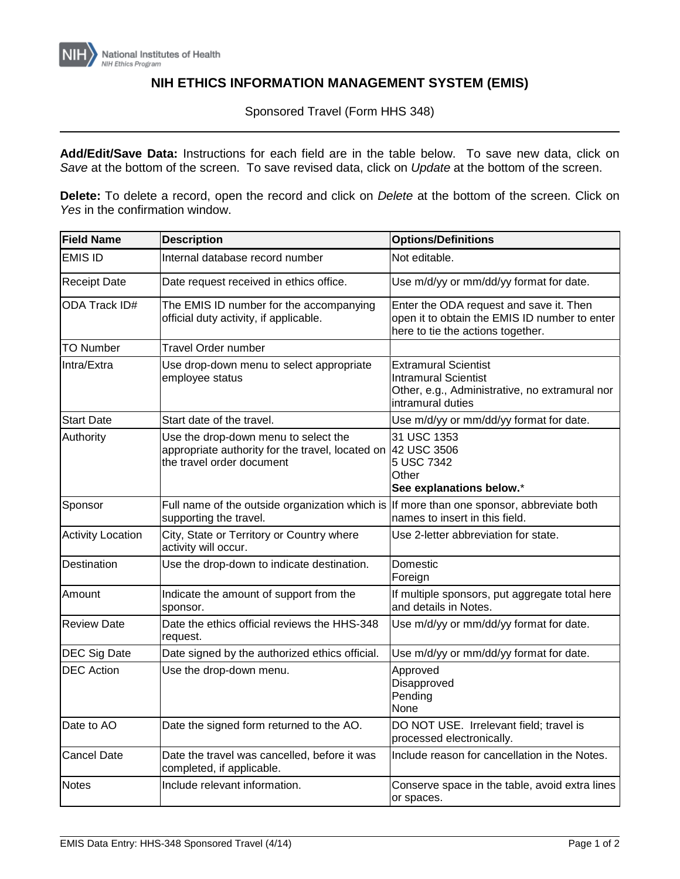National Institutes of Health
NIH Ethics Program

# NIH ETHICS INFORMATION MANAGEMENT SYSTEM (EMIS)

Sponsored Travel (Form HHS 348)

---

**Add/Edit/Save Data:** Instructions for each field are in the table below. To save new data, click on *Save* at the bottom of the screen. To save revised data, click on *Update* at the bottom of the screen.

**Delete:** To delete a record, open the record and click on *Delete* at the bottom of the screen. Click on *Yes* in the confirmation window.

| Field Name | Description | Options/Definitions |
|---|---|---|
| EMIS ID | Internal database record number | Not editable. |
| Receipt Date | Date request received in ethics office. | Use m/d/yy or mm/dd/yy format for date. |
| ODA Track ID# | The EMIS ID number for the accompanying official duty activity, if applicable. | Enter the ODA request and save it. Then open it to obtain the EMIS ID number to enter here to tie the actions together. |
| TO Number | Travel Order number | |
| Intra/Extra | Use drop-down menu to select appropriate employee status | Extramural Scientist<br>Intramural Scientist<br>Other, e.g., Administrative, no extramural nor intramural duties |
| Start Date | Start date of the travel. | Use m/d/yy or mm/dd/yy format for date. |
| Authority | Use the drop-down menu to select the appropriate authority for the travel, located on the travel order document | 31 USC 1353<br>42 USC 3506<br>5 USC 7342<br>Other<br>**See explanations below.*** |
| Sponsor | Full name of the outside organization which is supporting the travel. | If more than one sponsor, abbreviate both names to insert in this field. |
| Activity Location | City, State or Territory or Country where activity will occur. | Use 2-letter abbreviation for state. |
| Destination | Use the drop-down to indicate destination. | Domestic<br>Foreign |
| Amount | Indicate the amount of support from the sponsor. | If multiple sponsors, put aggregate total here and details in Notes. |
| Review Date | Date the ethics official reviews the HHS-348 request. | Use m/d/yy or mm/dd/yy format for date. |
| DEC Sig Date | Date signed by the authorized ethics official. | Use m/d/yy or mm/dd/yy format for date. |
| DEC Action | Use the drop-down menu. | Approved<br>Disapproved<br>Pending<br>None |
| Date to AO | Date the signed form returned to the AO. | DO NOT USE. Irrelevant field; travel is processed electronically. |
| Cancel Date | Date the travel was cancelled, before it was completed, if applicable. | Include reason for cancellation in the Notes. |
| Notes | Include relevant information. | Conserve space in the table, avoid extra lines or spaces. |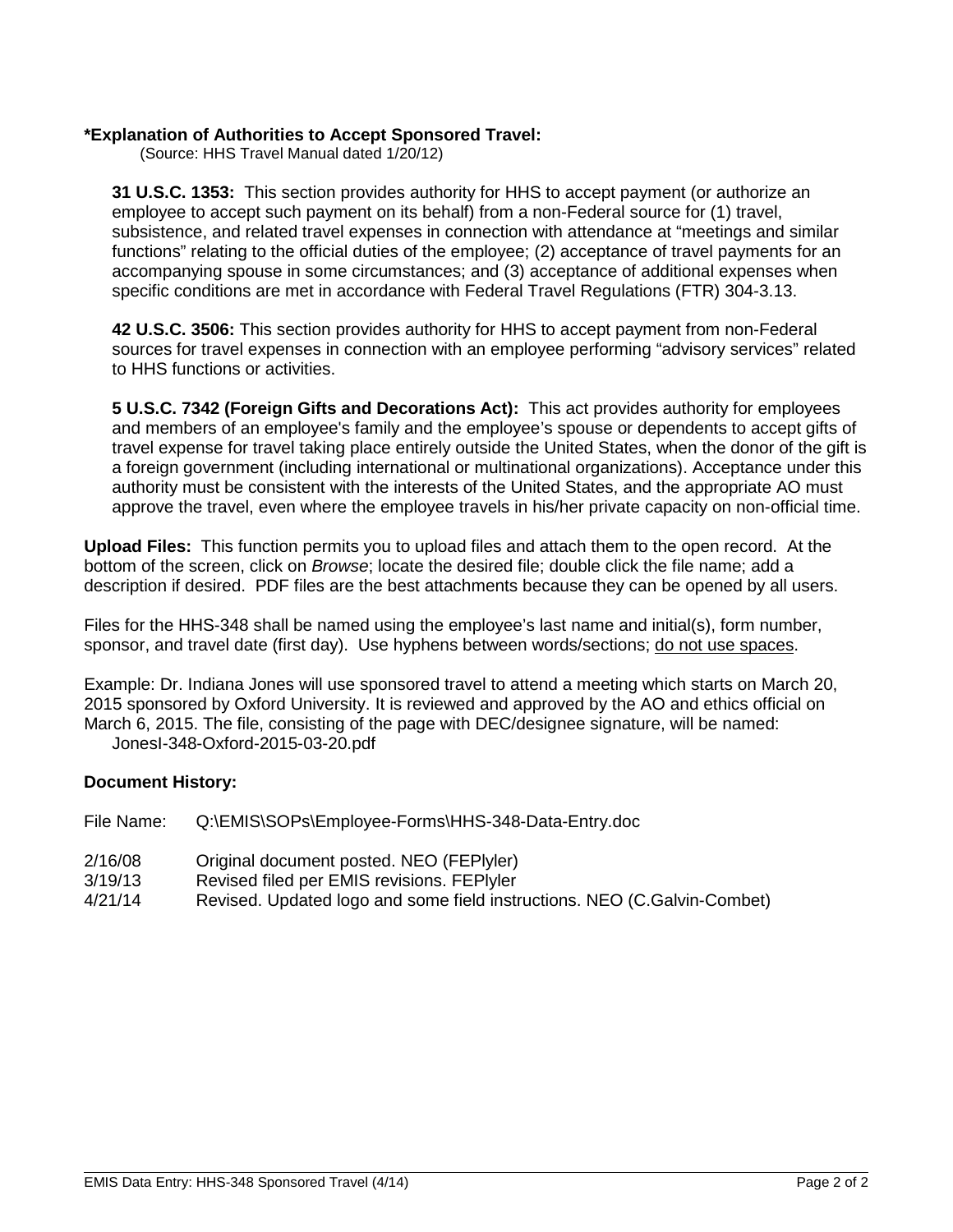**\*Explanation of Authorities to Accept Sponsored Travel:**
(Source: HHS Travel Manual dated 1/20/12)

**31 U.S.C. 1353:** This section provides authority for HHS to accept payment (or authorize an employee to accept such payment on its behalf) from a non-Federal source for (1) travel, subsistence, and related travel expenses in connection with attendance at "meetings and similar functions" relating to the official duties of the employee; (2) acceptance of travel payments for an accompanying spouse in some circumstances; and (3) acceptance of additional expenses when specific conditions are met in accordance with Federal Travel Regulations (FTR) 304-3.13.

**42 U.S.C. 3506:** This section provides authority for HHS to accept payment from non-Federal sources for travel expenses in connection with an employee performing "advisory services" related to HHS functions or activities.

**5 U.S.C. 7342 (Foreign Gifts and Decorations Act):** This act provides authority for employees and members of an employee's family and the employee's spouse or dependents to accept gifts of travel expense for travel taking place entirely outside the United States, when the donor of the gift is a foreign government (including international or multinational organizations). Acceptance under this authority must be consistent with the interests of the United States, and the appropriate AO must approve the travel, even where the employee travels in his/her private capacity on non-official time.

**Upload Files:** This function permits you to upload files and attach them to the open record. At the bottom of the screen, click on *Browse*; locate the desired file; double click the file name; add a description if desired. PDF files are the best attachments because they can be opened by all users.

Files for the HHS-348 shall be named using the employee's last name and initial(s), form number, sponsor, and travel date (first day). Use hyphens between words/sections; <u>do not use spaces</u>.

Example: Dr. Indiana Jones will use sponsored travel to attend a meeting which starts on March 20, 2015 sponsored by Oxford University. It is reviewed and approved by the AO and ethics official on March 6, 2015. The file, consisting of the page with DEC/designee signature, will be named:
JonesI-348-Oxford-2015-03-20.pdf

**Document History:**

File Name: Q:\EMIS\SOPs\Employee-Forms\HHS-348-Data-Entry.doc

2/16/08 Original document posted. NEO (FEPlyler)
3/19/13 Revised filed per EMIS revisions. FEPlyler
4/21/14 Revised. Updated logo and some field instructions. NEO (C.Galvin-Combet)